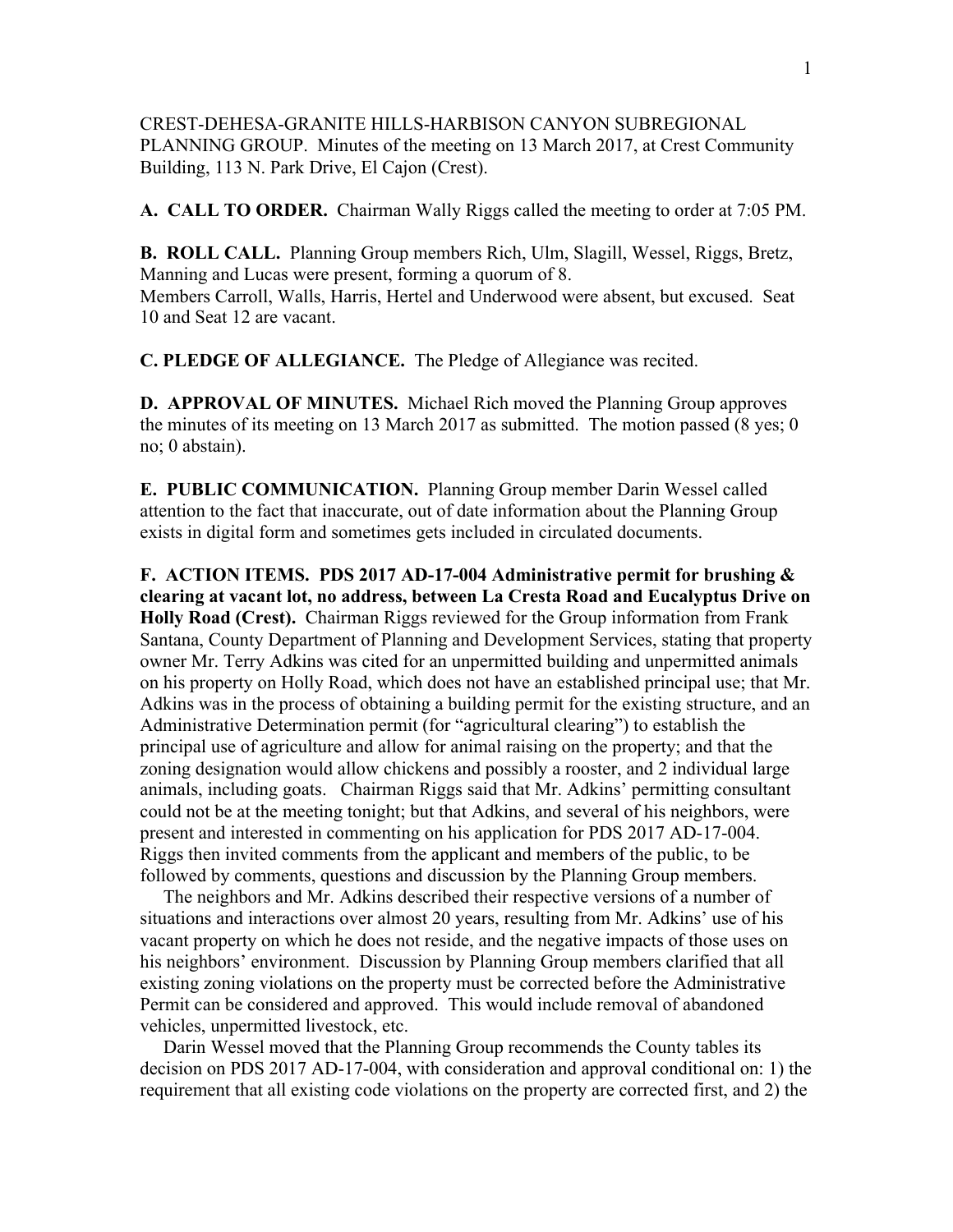CREST-DEHESA-GRANITE HILLS-HARBISON CANYON SUBREGIONAL PLANNING GROUP. Minutes of the meeting on 13 March 2017, at Crest Community Building, 113 N. Park Drive, El Cajon (Crest).

**A. CALL TO ORDER.** Chairman Wally Riggs called the meeting to order at 7:05 PM.

**B. ROLL CALL.** Planning Group members Rich, Ulm, Slagill, Wessel, Riggs, Bretz, Manning and Lucas were present, forming a quorum of 8.
Members Carroll, Walls, Harris, Hertel and Underwood were absent, but excused. Seat 10 and Seat 12 are vacant.

**C. PLEDGE OF ALLEGIANCE.** The Pledge of Allegiance was recited.

**D. APPROVAL OF MINUTES.** Michael Rich moved the Planning Group approves the minutes of its meeting on 13 March 2017 as submitted. The motion passed (8 yes; 0 no; 0 abstain).

**E. PUBLIC COMMUNICATION.** Planning Group member Darin Wessel called attention to the fact that inaccurate, out of date information about the Planning Group exists in digital form and sometimes gets included in circulated documents.

**F. ACTION ITEMS. PDS 2017 AD-17-004 Administrative permit for brushing & clearing at vacant lot, no address, between La Cresta Road and Eucalyptus Drive on Holly Road (Crest).** Chairman Riggs reviewed for the Group information from Frank Santana, County Department of Planning and Development Services, stating that property owner Mr. Terry Adkins was cited for an unpermitted building and unpermitted animals on his property on Holly Road, which does not have an established principal use; that Mr. Adkins was in the process of obtaining a building permit for the existing structure, and an Administrative Determination permit (for "agricultural clearing") to establish the principal use of agriculture and allow for animal raising on the property; and that the zoning designation would allow chickens and possibly a rooster, and 2 individual large animals, including goats. Chairman Riggs said that Mr. Adkins' permitting consultant could not be at the meeting tonight; but that Adkins, and several of his neighbors, were present and interested in commenting on his application for PDS 2017 AD-17-004. Riggs then invited comments from the applicant and members of the public, to be followed by comments, questions and discussion by the Planning Group members.

The neighbors and Mr. Adkins described their respective versions of a number of situations and interactions over almost 20 years, resulting from Mr. Adkins' use of his vacant property on which he does not reside, and the negative impacts of those uses on his neighbors' environment. Discussion by Planning Group members clarified that all existing zoning violations on the property must be corrected before the Administrative Permit can be considered and approved. This would include removal of abandoned vehicles, unpermitted livestock, etc.

Darin Wessel moved that the Planning Group recommends the County tables its decision on PDS 2017 AD-17-004, with consideration and approval conditional on: 1) the requirement that all existing code violations on the property are corrected first, and 2) the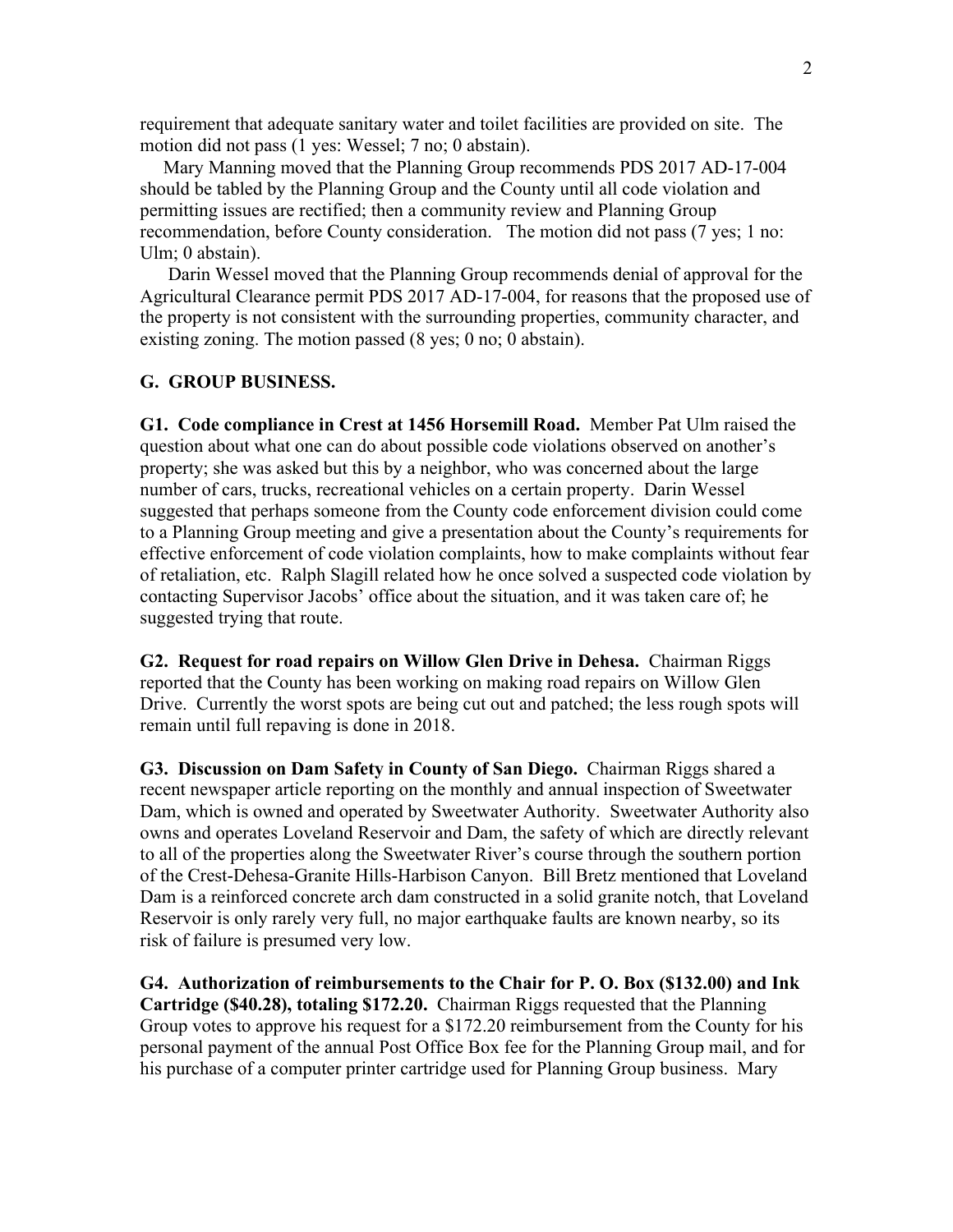requirement that adequate sanitary water and toilet facilities are provided on site. The motion did not pass (1 yes: Wessel; 7 no; 0 abstain).

Mary Manning moved that the Planning Group recommends PDS 2017 AD-17-004 should be tabled by the Planning Group and the County until all code violation and permitting issues are rectified; then a community review and Planning Group recommendation, before County consideration. The motion did not pass (7 yes; 1 no: Ulm; 0 abstain).

Darin Wessel moved that the Planning Group recommends denial of approval for the Agricultural Clearance permit PDS 2017 AD-17-004, for reasons that the proposed use of the property is not consistent with the surrounding properties, community character, and existing zoning. The motion passed (8 yes; 0 no; 0 abstain).

## G. GROUP BUSINESS.

**G1. Code compliance in Crest at 1456 Horsemill Road.** Member Pat Ulm raised the question about what one can do about possible code violations observed on another's property; she was asked but this by a neighbor, who was concerned about the large number of cars, trucks, recreational vehicles on a certain property. Darin Wessel suggested that perhaps someone from the County code enforcement division could come to a Planning Group meeting and give a presentation about the County's requirements for effective enforcement of code violation complaints, how to make complaints without fear of retaliation, etc. Ralph Slagill related how he once solved a suspected code violation by contacting Supervisor Jacobs' office about the situation, and it was taken care of; he suggested trying that route.

**G2. Request for road repairs on Willow Glen Drive in Dehesa.** Chairman Riggs reported that the County has been working on making road repairs on Willow Glen Drive. Currently the worst spots are being cut out and patched; the less rough spots will remain until full repaving is done in 2018.

**G3. Discussion on Dam Safety in County of San Diego.** Chairman Riggs shared a recent newspaper article reporting on the monthly and annual inspection of Sweetwater Dam, which is owned and operated by Sweetwater Authority. Sweetwater Authority also owns and operates Loveland Reservoir and Dam, the safety of which are directly relevant to all of the properties along the Sweetwater River's course through the southern portion of the Crest-Dehesa-Granite Hills-Harbison Canyon. Bill Bretz mentioned that Loveland Dam is a reinforced concrete arch dam constructed in a solid granite notch, that Loveland Reservoir is only rarely very full, no major earthquake faults are known nearby, so its risk of failure is presumed very low.

**G4. Authorization of reimbursements to the Chair for P. O. Box ($132.00) and Ink Cartridge ($40.28), totaling $172.20.** Chairman Riggs requested that the Planning Group votes to approve his request for a $172.20 reimbursement from the County for his personal payment of the annual Post Office Box fee for the Planning Group mail, and for his purchase of a computer printer cartridge used for Planning Group business. Mary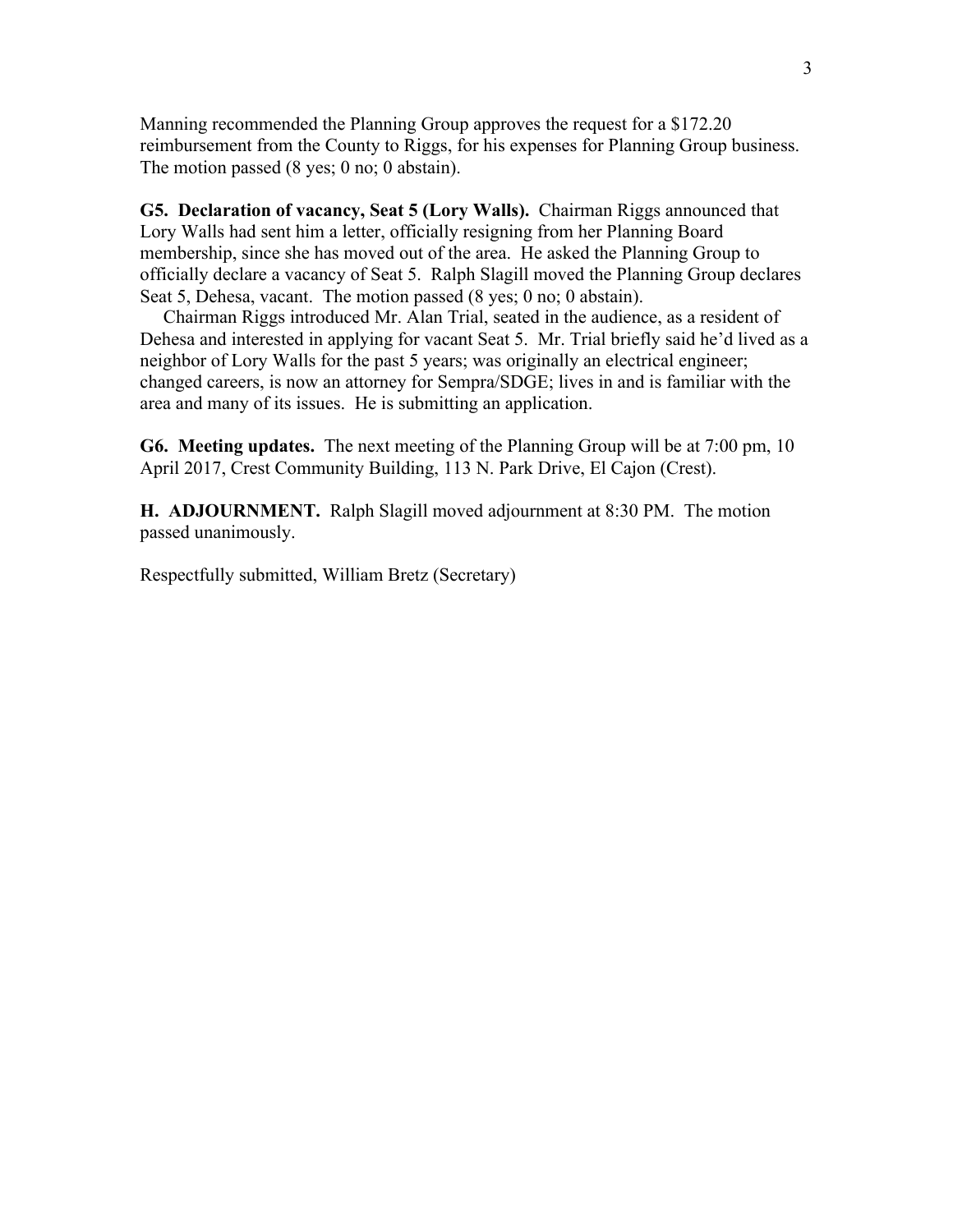Manning recommended the Planning Group approves the request for a $172.20 reimbursement from the County to Riggs, for his expenses for Planning Group business. The motion passed (8 yes; 0 no; 0 abstain).

**G5. Declaration of vacancy, Seat 5 (Lory Walls).** Chairman Riggs announced that Lory Walls had sent him a letter, officially resigning from her Planning Board membership, since she has moved out of the area. He asked the Planning Group to officially declare a vacancy of Seat 5. Ralph Slagill moved the Planning Group declares Seat 5, Dehesa, vacant. The motion passed (8 yes; 0 no; 0 abstain).

Chairman Riggs introduced Mr. Alan Trial, seated in the audience, as a resident of Dehesa and interested in applying for vacant Seat 5. Mr. Trial briefly said he'd lived as a neighbor of Lory Walls for the past 5 years; was originally an electrical engineer; changed careers, is now an attorney for Sempra/SDGE; lives in and is familiar with the area and many of its issues. He is submitting an application.

**G6. Meeting updates.** The next meeting of the Planning Group will be at 7:00 pm, 10 April 2017, Crest Community Building, 113 N. Park Drive, El Cajon (Crest).

**H. ADJOURNMENT.** Ralph Slagill moved adjournment at 8:30 PM. The motion passed unanimously.

Respectfully submitted, William Bretz (Secretary)